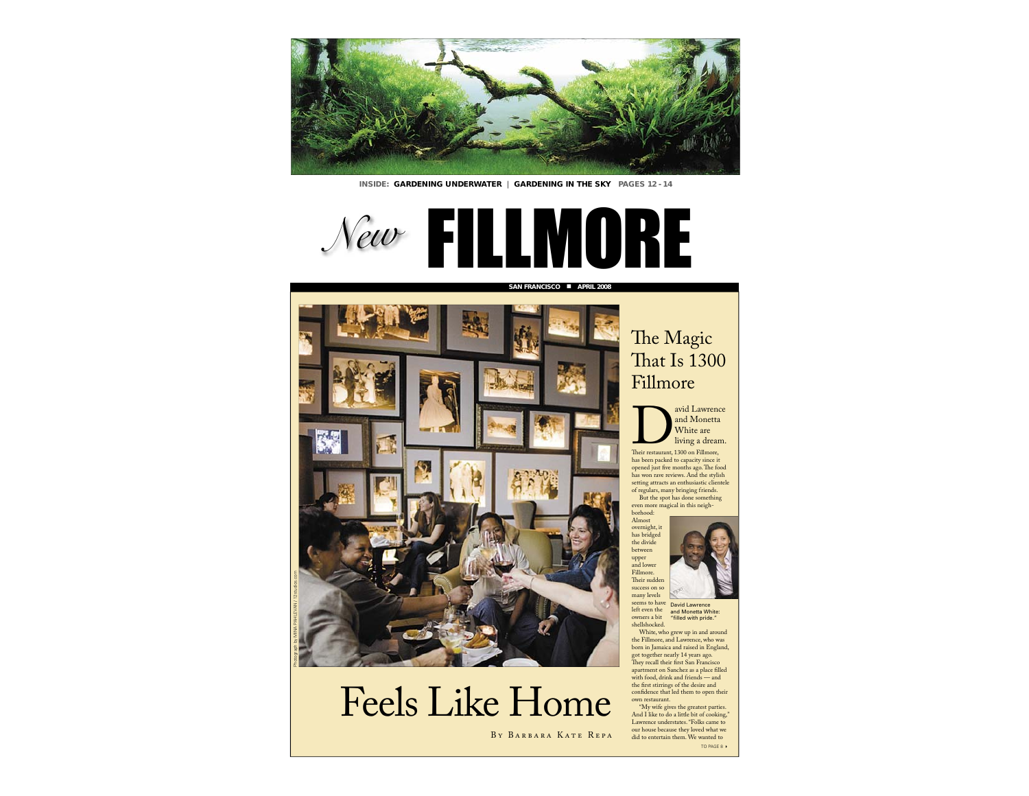INSIDE: **GARDENING UNDERWATER** | **GARDENING IN THE SKY** PAGES 12 - 14

# *New* FILLMORE

**SAN FRANCISCO ■ APRIL 2008**

# Feels Like Home

By Barbara Kate Repa

Photograph by MINA PAHLEVAN / 12studios.com

## The Magic That Is 1300 Fillmore

David Lawrence and Monetta White are living a dream.

Their restaurant, 1300 on Fillmore, has been packed to capacity since it opened just five months ago. The food has won rave reviews. And the stylish setting attracts an enthusiastic clientele of regulars, many bringing friends.

But the spot has done something even more magical in this neighborhood: Almost overnight, it has bridged the divide between upper and lower Fillmore. Their sudden success on so many levels seems to have left even the owners a bit shellshocked.

David Lawrence and Monetta White: "filled with pride."

White, who grew up in and around the Fillmore, and Lawrence, who was born in Jamaica and raised in England, got together nearly 14 years ago. They recall their first San Francisco apartment on Sanchez as a place filled with food, drink and friends — and the first stirrings of the desire and confidence that led them to open their own restaurant.

"My wife gives the greatest parties. And I like to do a little bit of cooking," Lawrence understates. "Folks came to our house because they loved what we did to entertain them. We wanted to

TO PAGE 8 ▸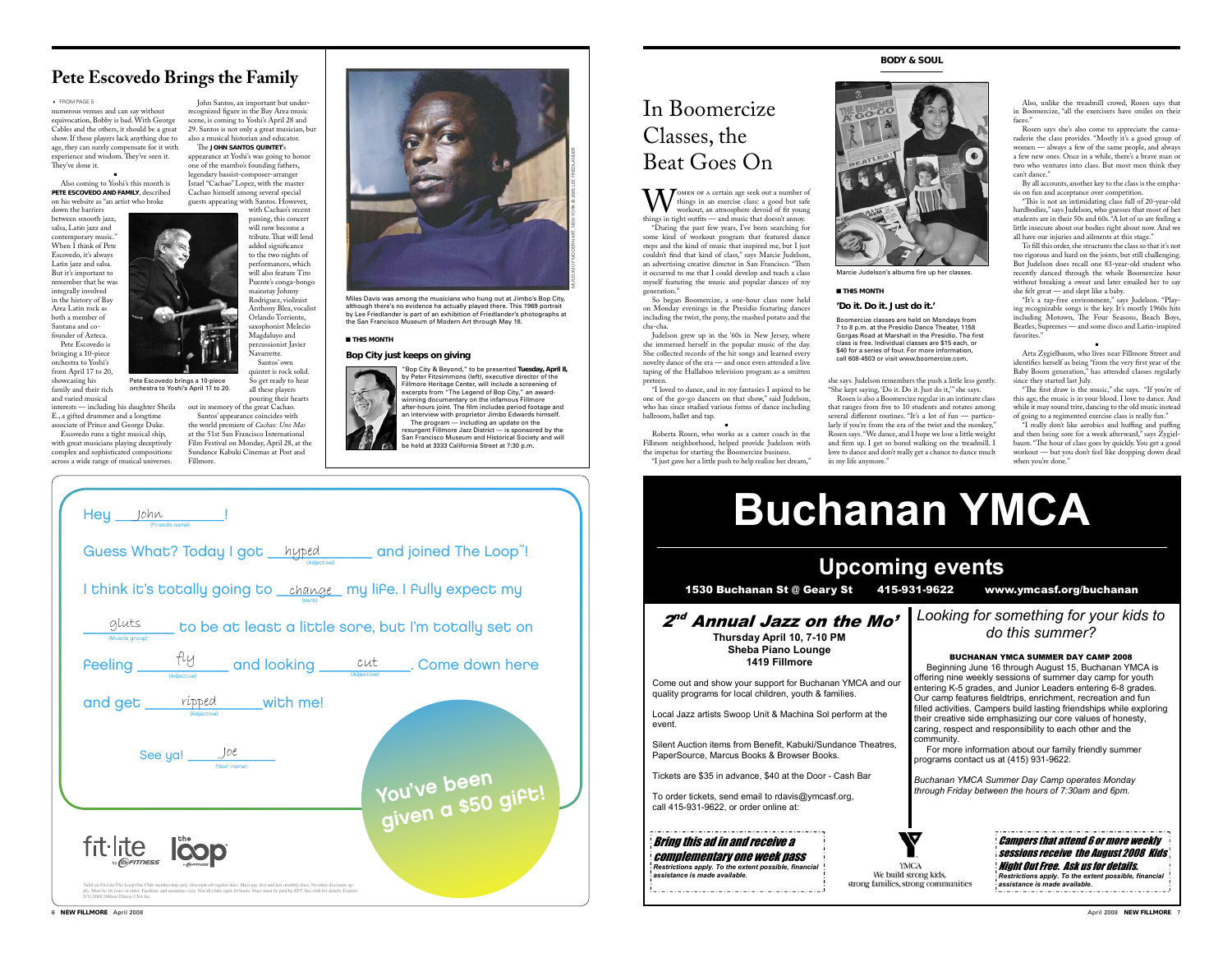# Pete Escovedo Brings the Family

FROM PAGE 5

numerous venues and can say without equivocation, Bobby is bad. With George Cables and the others, it should be a great show. If these players lack anything due to age, they can surely compensate for it with experience and wisdom. They've been it. They've done it.

■

Also coming to Yoshi's this month is **PETE ESCOVEDO AND FAMILY**, described on his website as "an artist who broke down the barriers between smooth jazz, salsa, Latin jazz and contemporary music." When I think of Pete Escovedo, it's always Latin jazz and salsa. But it's important to remember that he was integrally involved in the history of Bay Area Latin rock as both a member of Santana and co-founder of Azteca.

Pete Escovedo is bringing a 10-piece orchestra to Yoshi's from April 17 to 20, showcasing his family and their rich and varied musical interests — including his daughter Sheila E., a gifted drummer and a longtime associate of Prince and George Duke.

Escovedo runs a tight musical ship, with great musicians playing deceptively complex and sophisticated compositions across a wide range of musical universes.

Pete Escovedo brings a 10-piece orchestra to Yoshi's April 17 to 20.

John Santos, an important but under-recognized figure in the Bay Area music scene, is coming to Yoshi's April 28 and 29. Santos is not only a great musician, but also a musical historian and educator.

The **JOHN SANTOS QUINTET**'s appearance at Yoshi's was going to honor one of the mambo's founding fathers, legendary bassist-composer-arranger Israel "Cachao" Lopez, with the master Cachao himself among several special guests appearing with Santos. However, with Cachao's recent passing, this concert will now become a tribute. That will lend added significance to the two nights of performances, which will also feature Tito Puente's conga-bongo mainstay Johnny Rodriguez, violinist Anthony Blea, vocalist Orlando Torriente, saxophonist Melecio Magdaluyo and percussionist Javier Navarrette.

Santos' own quintet is rock solid. So get ready to hear all these players pouring their hearts out in memory of the great Cachao.

Santos' appearance coincides with the world premiere of *Cachao: Uno Mas* at the 51st San Francisco International Film Festival on Monday, April 28, at the Sundance Kabuki Cinemas at Post and Fillmore.

MUSEUM OF MODERN ART, NEW YORK © 2008 LEE FRIEDLANDER

Miles Davis was among the musicians who hung out at Jimbo's Bop City, although there's no evidence he actually played there. This 1969 portrait by Lee Friedlander is part of an exhibition of Friedlander's photographs at the San Francisco Museum of Modern Art through May 18.

■ THIS MONTH

### Bop City just keeps on giving

"Bop City & Beyond," to be presented **Tuesday, April 8,** by Peter Fitzsimmons (left), executive director of the Fillmore Heritage Center, will include a screening of excerpts from "The Legend of Bop City," an award-winning documentary on the infamous Fillmore after-hours joint. The film includes period footage and an interview with proprietor Jimbo Edwards himself.

The program — including an update on the resurgent Fillmore Jazz District — is sponsored by the San Francisco Museum and Historical Society and will be held at 3333 California Street at 7:30 p.m.

---

Hey John (Friends name)!

Guess What? Today I got hyped (Adjective) and joined The Loop™!

I think it's totally going to change (Verb) my life. I fully expect my gluts (Muscle group) to be at least a little sore, but I'm totally set on feeling fly (Adjective) and looking cut (Adjective). Come down here and get ripped (Adjective) with me!

See ya! Joe (Your name)

You've been given a $50 gift!

fit·lite by 24 FITNESS | the loop by 24 FITNESS

Valid on Fit-Lite/The Loop One Club membership only. Discount off regular dues. Must pay first and last monthly dues. No other discounts apply. Must be 18 years or older. Facilities and amenities vary. Not all clubs open 24 hours. Dues must be paid by EFT. See club for details. Expires 5/31/2008 24Hour Fitness USA Inc.

---

BODY & SOUL

# In Boomercize Classes, the Beat Goes On

Women of a certain age seek out a number of things in an exercise class: a good but safe workout, an atmosphere devoid of fit young things in tight outfits — and music that doesn't annoy.

"During the past few years, I've been searching for some kind of workout program that featured dance steps and the kind of music that inspired me, but I just couldn't find that kind of class," says Marcie Judelson, an advertising creative director in San Francisco. "Then it occurred to me that I could develop and teach a class myself featuring the music and popular dances of my generation."

So began Boomercize, a one-hour class now held on Monday evenings in the Presidio featuring dances including the twist, the pony, the mashed potato and the cha-cha.

Judelson grew up in the '60s in New Jersey, where she immersed herself in the popular music of the day. She collected records of the hit songs and learned every novelty dance of the era — and once even attended a live taping of the Hullaboo television program as a smitten preteen.

"I loved to dance, and in my fantasies I aspired to be one of the go-go dancers on that show," said Judelson, who has since studied various forms of dance including ballroom, ballet and tap.

■

Roberta Rosen, who works as a career coach in the Fillmore neighborhood, helped provide Judelson with the impetus for starting the Boomercize classes.

"I just gave her a little push to help realize her dream," she says. Judelson remembers the push a little less gently. "She kept saying, 'Do it. Do it. Just do it,'" she says.

Rosen is also a Boomercize regular in an intimate class that ranges from five to 10 students and rotates among several different routines. "It's a lot of fun — particularly if you're from the era of the twist and the monkey," Rosen says. "We dance, and I hope we lose a little weight and firm up. I get so bored walking on the treadmill. I love to dance and don't really get a chance to dance much in my life anymore."

Marcie Judelson's albums fire up her classes.

■ THIS MONTH

### 'Do it. Do it. Just do it.'

Boomercize classes are held on Mondays from 7 to 8 p.m. at the Presidio Dance Theater, 1158 Gorgas Road at Marshall in the Presidio. The first class is free. Individual classes are $15 each, or $40 for a series of four. For more information, call 608-4503 or visit www.boomercize.com.

Also, unlike the treadmill crowd, Rosen says that in Boomercize, "all the exercisers have smiles on their faces."

Rosen says she's also come to appreciate the camaraderie the class provides. "Mostly it's a good group of women — always a few of the same people, and always a few new ones. Once in a while, there's a brave man or two who ventures into class. But most men think they can't dance."

By all accounts, another key to the class is the emphasis on fun and acceptance over competition.

"This is not an intimidating class full of 20-year-old hardbodies," says Judelson, who guesses that most of her students are in their 50s and 60s. "A lot of us are feeling a little insecure about our bodies right about now. And we all have our injuries and ailments at this stage."

To fill this order, she structures the class so that it's not too rigorous and hard on the joints, but still challenging. But Judelson does recall one 83-year-old student who recently danced through the whole Boomercize hour without breaking a sweat and later emailed her to say she felt great — and slept like a baby.

"It's a rap-free environment," says Judelson. "Playing recognizable songs is the key. It's mostly 1960s hits including Motown, The Four Seasons, Beach Boys, Beatles, Supremes — and some disco and Latin-inspired favorites."

■

Arta Zygielbaum, who lives near Fillmore Street and identifies herself as being "from the very first year of the Baby Boom generation," has attended classes regularly since they started last July.

"The first draw is the music," she says. "If you're of this age, the music is in your blood. I love to dance. And while it may sound trite, dancing to the old music instead of going to a regimented exercise class is really fun."

"I really don't like aerobics and huffing and puffing and then being sore for a week afterward," says Zygielbaum. "The hour of class goes by quickly. You get a good workout — but you don't feel like dropping down dead when you're done."

---

# Buchanan YMCA

## Upcoming events

**1530 Buchanan St @ Geary St    415-931-9622    www.ymcasf.org/buchanan**

### *2nd Annual Jazz on the Mo'*

**Thursday April 10, 7-10 PM**
**Sheba Piano Lounge**
**1419 Fillmore**

Come out and show your support for Buchanan YMCA and our quality programs for local children, youth & families.

Local Jazz artists Swoop Unit & Machina Sol perform at the event.

Silent Auction items from Benefit, Kabuki/Sundance Theatres, PaperSource, Marcus Books & Browser Books.

Tickets are $35 in advance, $40 at the Door - Cash Bar

To order tickets, send email to rdavis@ymcasf.org, call 415-931-9622, or order online at:

***Bring this ad in and receive a complementary one week pass***
***Restrictions apply. To the extent possible, financial assistance is made available.***

### *Looking for something for your kids to do this summer?*

**BUCHANAN YMCA SUMMER DAY CAMP 2008**

Beginning June 16 through August 15, Buchanan YMCA is offering nine weekly sessions of summer day camp for youth entering K-5 grades, and Junior Leaders entering 6-8 grades. Our camp features fieldtrips, enrichment, recreation and fun filled activities. Campers build lasting friendships while exploring their creative side emphasizing our core values of honesty, caring, respect and responsibility to each other and the community.

For more information about our family friendly summer programs contact us at (415) 931-9622.

*Buchanan YMCA Summer Day Camp operates Monday through Friday between the hours of 7:30am and 6pm.*

YMCA
We build strong kids, strong families, strong communities

***Campers that attend 6 or more weekly sessions receive the August 2008 Kids' Night Out Free. Ask us for details.***
***Restrictions apply. To the extent possible, financial assistance is made available.***